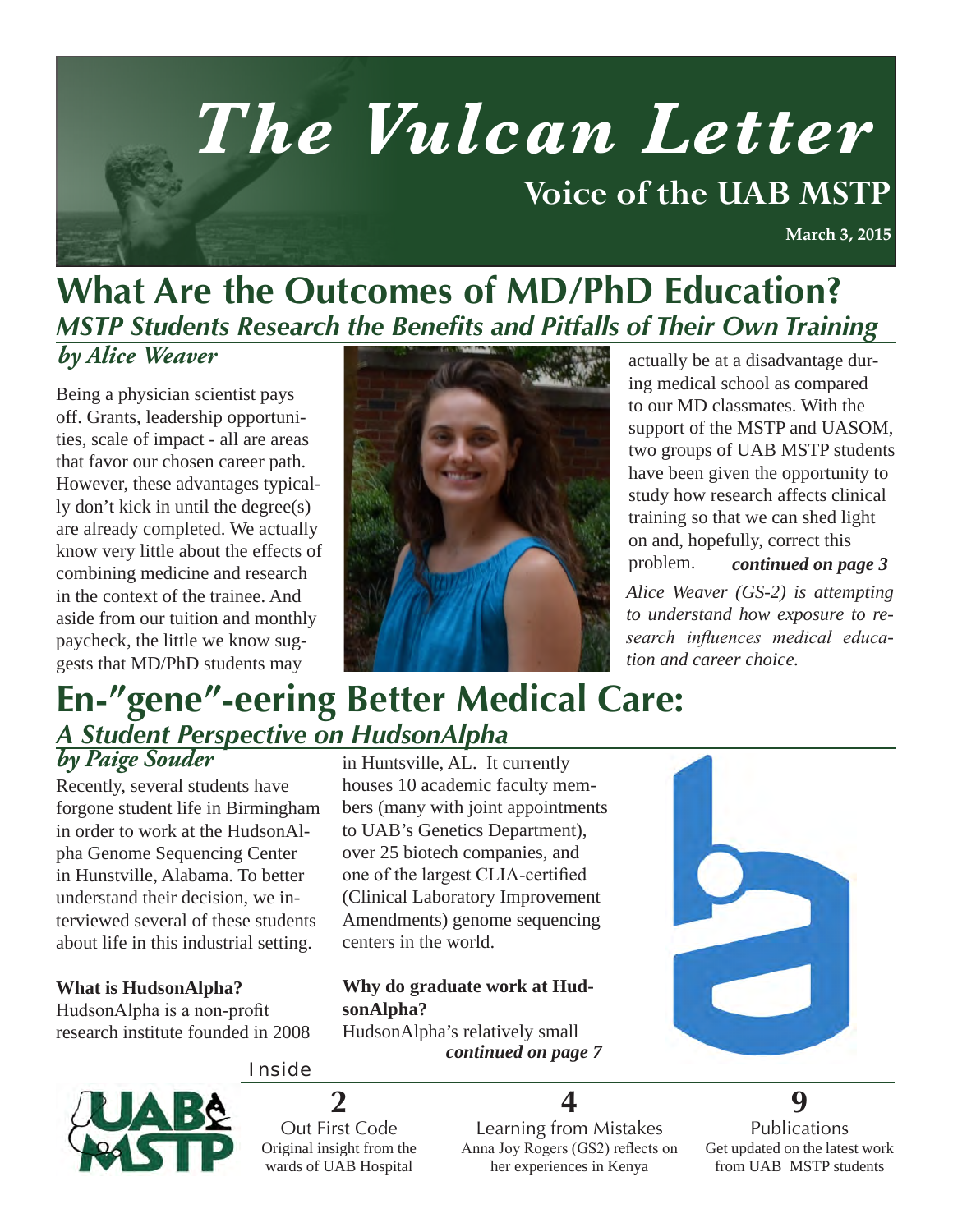# The Vulcan Letter

## Voice of the UAB MSTP

**March 3, 2015**

# What Are the Outcomes of MD/PhD Education?

## *MSTP Students Research the Benefits and Pitfalls of Their Own Training*

***by Alice Weaver***

Being a physician scientist pays off. Grants, leadership opportunities, scale of impact - all are areas that favor our chosen career path. However, these advantages typically don't kick in until the degree(s) are already completed. We actually know very little about the effects of combining medicine and research in the context of the trainee. And aside from our tuition and monthly paycheck, the little we know suggests that MD/PhD students may actually be at a disadvantage during medical school as compared to our MD classmates. With the support of the MSTP and UASOM, two groups of UAB MSTP students have been given the opportunity to study how research affects clinical training so that we can shed light on and, hopefully, correct this problem. ***continued on page 3***

*Alice Weaver (GS-2) is attempting to understand how exposure to research influences medical education and career choice.*

# En-"gene"-eering Better Medical Care:

## *A Student Perspective on HudsonAlpha*

***by Paige Souder***

Recently, several students have forgone student life in Birmingham in order to work at the HudsonAlpha Genome Sequencing Center in Hunstville, Alabama. To better understand their decision, we interviewed several of these students about life in this industrial setting.

**What is HudsonAlpha?**
HudsonAlpha is a non-profit research institute founded in 2008 in Huntsville, AL. It currently houses 10 academic faculty members (many with joint appointments to UAB's Genetics Department), over 25 biotech companies, and one of the largest CLIA-certified (Clinical Laboratory Improvement Amendments) genome sequencing centers in the world.

**Why do graduate work at HudsonAlpha?**
HudsonAlpha's relatively small ***continued on page 7***

## Inside

**2** Out First Code
Original insight from the wards of UAB Hospital

**4** Learning from Mistakes
Anna Joy Rogers (GS2) reflects on her experiences in Kenya

**9** Publications
Get updated on the latest work from UAB MSTP students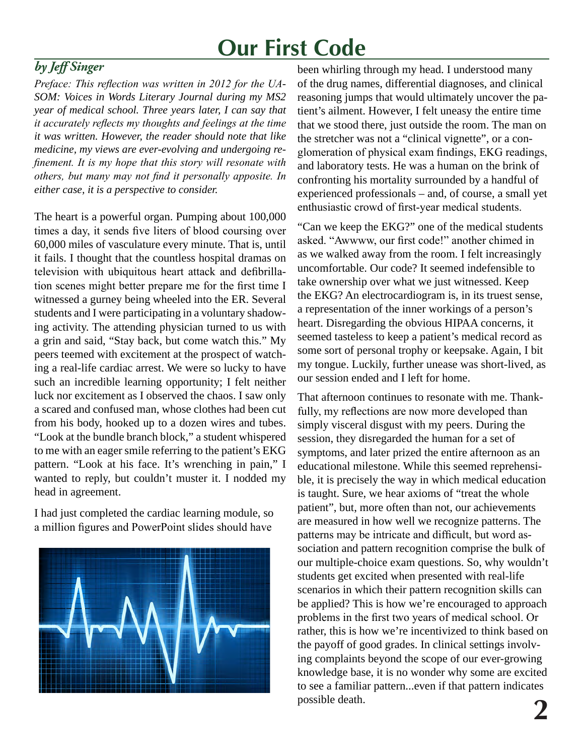# Our First Code

*by Jeff Singer*

*Preface: This reflection was written in 2012 for the UA-SOM: Voices in Words Literary Journal during my MS2 year of medical school. Three years later, I can say that it accurately reflects my thoughts and feelings at the time it was written. However, the reader should note that like medicine, my views are ever-evolving and undergoing refinement. It is my hope that this story will resonate with others, but many may not find it personally apposite. In either case, it is a perspective to consider.*

The heart is a powerful organ. Pumping about 100,000 times a day, it sends five liters of blood coursing over 60,000 miles of vasculature every minute. That is, until it fails. I thought that the countless hospital dramas on television with ubiquitous heart attack and defibrillation scenes might better prepare me for the first time I witnessed a gurney being wheeled into the ER. Several students and I were participating in a voluntary shadowing activity. The attending physician turned to us with a grin and said, "Stay back, but come watch this." My peers teemed with excitement at the prospect of watching a real-life cardiac arrest. We were so lucky to have such an incredible learning opportunity; I felt neither luck nor excitement as I observed the chaos. I saw only a scared and confused man, whose clothes had been cut from his body, hooked up to a dozen wires and tubes. "Look at the bundle branch block," a student whispered to me with an eager smile referring to the patient's EKG pattern. "Look at his face. It's wrenching in pain," I wanted to reply, but couldn't muster it. I nodded my head in agreement.

I had just completed the cardiac learning module, so a million figures and PowerPoint slides should have been whirling through my head. I understood many of the drug names, differential diagnoses, and clinical reasoning jumps that would ultimately uncover the patient's ailment. However, I felt uneasy the entire time that we stood there, just outside the room. The man on the stretcher was not a "clinical vignette", or a conglomeration of physical exam findings, EKG readings, and laboratory tests. He was a human on the brink of confronting his mortality surrounded by a handful of experienced professionals – and, of course, a small yet enthusiastic crowd of first-year medical students.

"Can we keep the EKG?" one of the medical students asked. "Awwww, our first code!" another chimed in as we walked away from the room. I felt increasingly uncomfortable. Our code? It seemed indefensible to take ownership over what we just witnessed. Keep the EKG? An electrocardiogram is, in its truest sense, a representation of the inner workings of a person's heart. Disregarding the obvious HIPAA concerns, it seemed tasteless to keep a patient's medical record as some sort of personal trophy or keepsake. Again, I bit my tongue. Luckily, further unease was short-lived, as our session ended and I left for home.

That afternoon continues to resonate with me. Thankfully, my reflections are now more developed than simply visceral disgust with my peers. During the session, they disregarded the human for a set of symptoms, and later prized the entire afternoon as an educational milestone. While this seemed reprehensible, it is precisely the way in which medical education is taught. Sure, we hear axioms of "treat the whole patient", but, more often than not, our achievements are measured in how well we recognize patterns. The patterns may be intricate and difficult, but word association and pattern recognition comprise the bulk of our multiple-choice exam questions. So, why wouldn't students get excited when presented with real-life scenarios in which their pattern recognition skills can be applied? This is how we're encouraged to approach problems in the first two years of medical school. Or rather, this is how we're incentivized to think based on the payoff of good grades. In clinical settings involving complaints beyond the scope of our ever-growing knowledge base, it is no wonder why some are excited to see a familiar pattern...even if that pattern indicates possible death.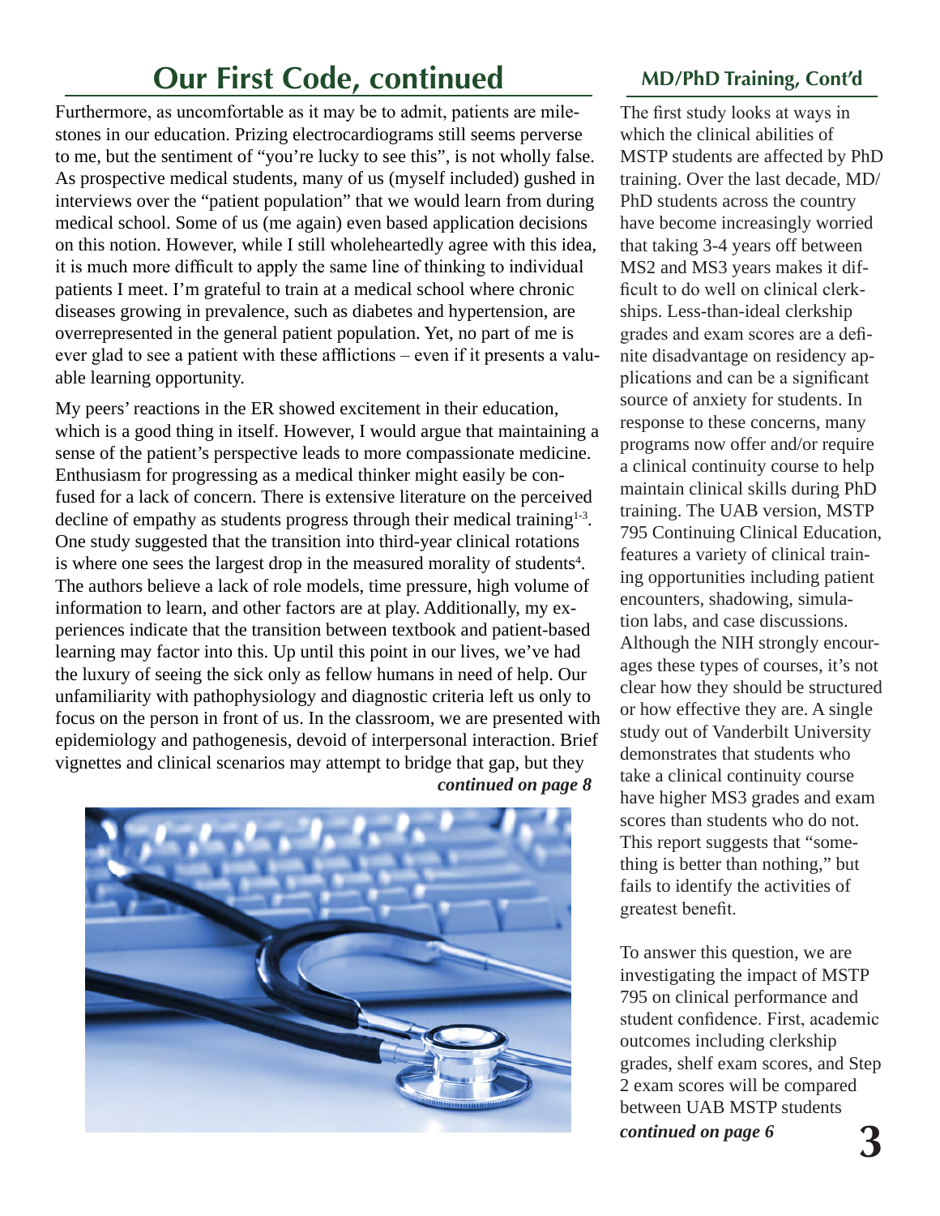# Our First Code, continued

Furthermore, as uncomfortable as it may be to admit, patients are milestones in our education. Prizing electrocardiograms still seems perverse to me, but the sentiment of "you're lucky to see this", is not wholly false. As prospective medical students, many of us (myself included) gushed in interviews over the "patient population" that we would learn from during medical school. Some of us (me again) even based application decisions on this notion. However, while I still wholeheartedly agree with this idea, it is much more difficult to apply the same line of thinking to individual patients I meet. I'm grateful to train at a medical school where chronic diseases growing in prevalence, such as diabetes and hypertension, are overrepresented in the general patient population. Yet, no part of me is ever glad to see a patient with these afflictions – even if it presents a valuable learning opportunity.

My peers' reactions in the ER showed excitement in their education, which is a good thing in itself. However, I would argue that maintaining a sense of the patient's perspective leads to more compassionate medicine. Enthusiasm for progressing as a medical thinker might easily be confused for a lack of concern. There is extensive literature on the perceived decline of empathy as students progress through their medical training[1-3]. One study suggested that the transition into third-year clinical rotations is where one sees the largest drop in the measured morality of students[4]. The authors believe a lack of role models, time pressure, high volume of information to learn, and other factors are at play. Additionally, my experiences indicate that the transition between textbook and patient-based learning may factor into this. Up until this point in our lives, we've had the luxury of seeing the sick only as fellow humans in need of help. Our unfamiliarity with pathophysiology and diagnostic criteria left us only to focus on the person in front of us. In the classroom, we are presented with epidemiology and pathogenesis, devoid of interpersonal interaction. Brief vignettes and clinical scenarios may attempt to bridge that gap, but they

***continued on page 8***

## MD/PhD Training, Cont'd

The first study looks at ways in which the clinical abilities of MSTP students are affected by PhD training. Over the last decade, MD/PhD students across the country have become increasingly worried that taking 3-4 years off between MS2 and MS3 years makes it difficult to do well on clinical clerkships. Less-than-ideal clerkship grades and exam scores are a definite disadvantage on residency applications and can be a significant source of anxiety for students. In response to these concerns, many programs now offer and/or require a clinical continuity course to help maintain clinical skills during PhD training. The UAB version, MSTP 795 Continuing Clinical Education, features a variety of clinical training opportunities including patient encounters, shadowing, simulation labs, and case discussions. Although the NIH strongly encourages these types of courses, it's not clear how they should be structured or how effective they are. A single study out of Vanderbilt University demonstrates that students who take a clinical continuity course have higher MS3 grades and exam scores than students who do not. This report suggests that "something is better than nothing," but fails to identify the activities of greatest benefit.

To answer this question, we are investigating the impact of MSTP 795 on clinical performance and student confidence. First, academic outcomes including clerkship grades, shelf exam scores, and Step 2 exam scores will be compared between UAB MSTP students

***continued on page 6***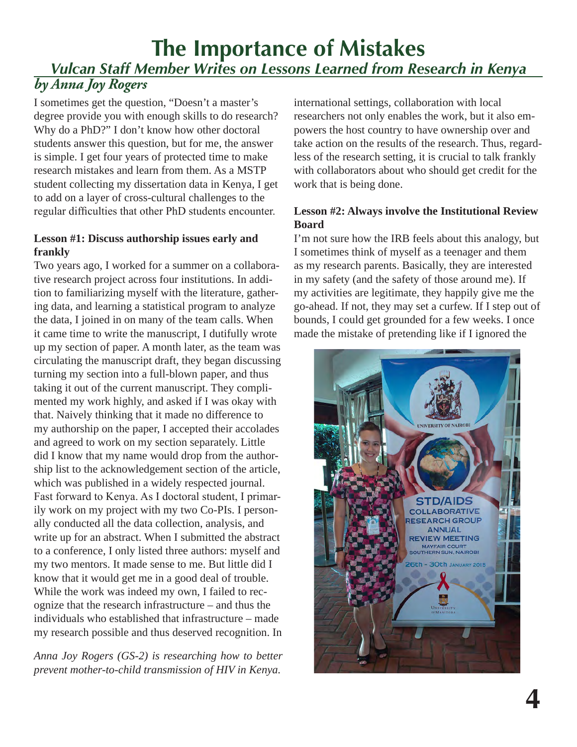# The Importance of Mistakes

## *Vulcan Staff Member Writes on Lessons Learned from Research in Kenya*

### *by Anna Joy Rogers*

I sometimes get the question, "Doesn't a master's degree provide you with enough skills to do research? Why do a PhD?" I don't know how other doctoral students answer this question, but for me, the answer is simple. I get four years of protected time to make research mistakes and learn from them. As a MSTP student collecting my dissertation data in Kenya, I get to add on a layer of cross-cultural challenges to the regular difficulties that other PhD students encounter.

**Lesson #1: Discuss authorship issues early and frankly**

Two years ago, I worked for a summer on a collaborative research project across four institutions. In addition to familiarizing myself with the literature, gathering data, and learning a statistical program to analyze the data, I joined in on many of the team calls. When it came time to write the manuscript, I dutifully wrote up my section of paper. A month later, as the team was circulating the manuscript draft, they began discussing turning my section into a full-blown paper, and thus taking it out of the current manuscript. They complimented my work highly, and asked if I was okay with that. Naively thinking that it made no difference to my authorship on the paper, I accepted their accolades and agreed to work on my section separately. Little did I know that my name would drop from the authorship list to the acknowledgement section of the article, which was published in a widely respected journal. Fast forward to Kenya. As I doctoral student, I primarily work on my project with my two Co-PIs. I personally conducted all the data collection, analysis, and write up for an abstract. When I submitted the abstract to a conference, I only listed three authors: myself and my two mentors. It made sense to me. But little did I know that it would get me in a good deal of trouble. While the work was indeed my own, I failed to recognize that the research infrastructure – and thus the individuals who established that infrastructure – made my research possible and thus deserved recognition. In international settings, collaboration with local researchers not only enables the work, but it also empowers the host country to have ownership over and take action on the results of the research. Thus, regardless of the research setting, it is crucial to talk frankly with collaborators about who should get credit for the work that is being done.

**Lesson #2: Always involve the Institutional Review Board**

I'm not sure how the IRB feels about this analogy, but I sometimes think of myself as a teenager and them as my research parents. Basically, they are interested in my safety (and the safety of those around me). If my activities are legitimate, they happily give me the go-ahead. If not, they may set a curfew. If I step out of bounds, I could get grounded for a few weeks. I once made the mistake of pretending like if I ignored the

*Anna Joy Rogers (GS-2) is researching how to better prevent mother-to-child transmission of HIV in Kenya.*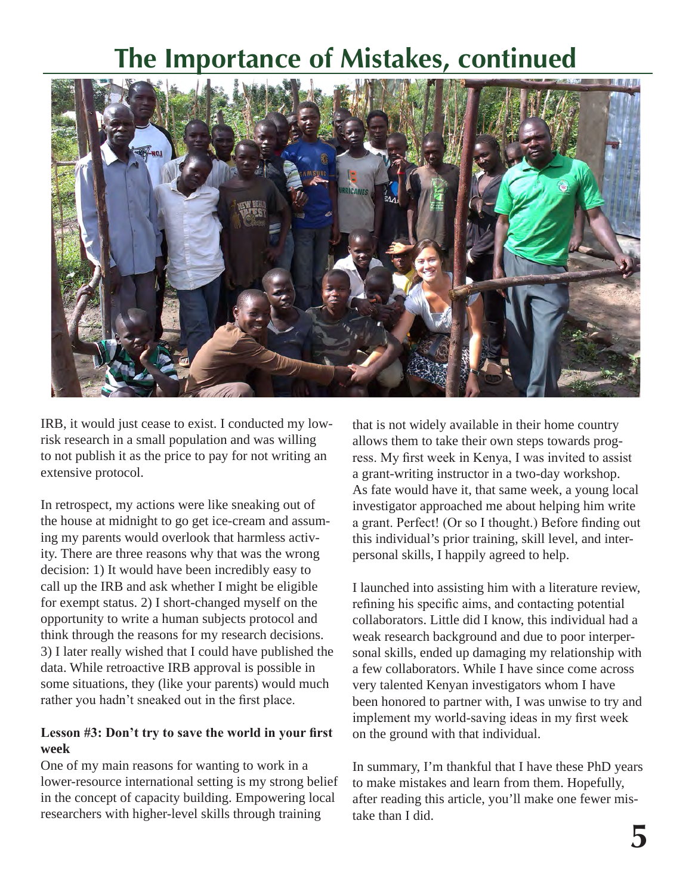# The Importance of Mistakes, continued

IRB, it would just cease to exist. I conducted my low-risk research in a small population and was willing to not publish it as the price to pay for not writing an extensive protocol.

In retrospect, my actions were like sneaking out of the house at midnight to go get ice-cream and assuming my parents would overlook that harmless activity. There are three reasons why that was the wrong decision: 1) It would have been incredibly easy to call up the IRB and ask whether I might be eligible for exempt status. 2) I short-changed myself on the opportunity to write a human subjects protocol and think through the reasons for my research decisions. 3) I later really wished that I could have published the data. While retroactive IRB approval is possible in some situations, they (like your parents) would much rather you hadn't sneaked out in the first place.

**Lesson #3: Don't try to save the world in your first week**

One of my main reasons for wanting to work in a lower-resource international setting is my strong belief in the concept of capacity building. Empowering local researchers with higher-level skills through training that is not widely available in their home country allows them to take their own steps towards progress. My first week in Kenya, I was invited to assist a grant-writing instructor in a two-day workshop. As fate would have it, that same week, a young local investigator approached me about helping him write a grant. Perfect! (Or so I thought.) Before finding out this individual's prior training, skill level, and interpersonal skills, I happily agreed to help.

I launched into assisting him with a literature review, refining his specific aims, and contacting potential collaborators. Little did I know, this individual had a weak research background and due to poor interpersonal skills, ended up damaging my relationship with a few collaborators. While I have since come across very talented Kenyan investigators whom I have been honored to partner with, I was unwise to try and implement my world-saving ideas in my first week on the ground with that individual.

In summary, I'm thankful that I have these PhD years to make mistakes and learn from them. Hopefully, after reading this article, you'll make one fewer mistake than I did.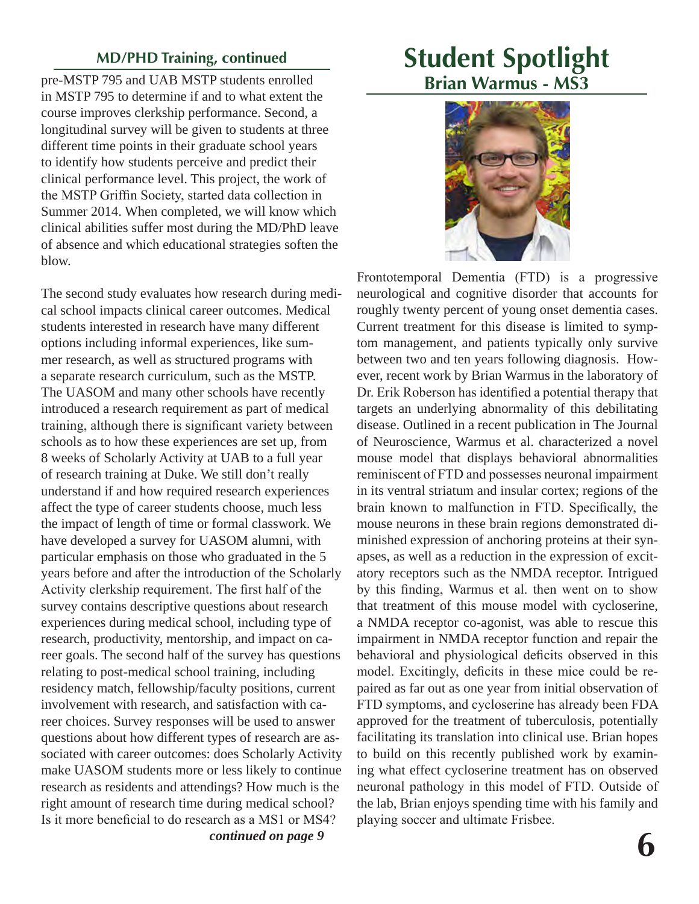## MD/PHD Training, continued

pre-MSTP 795 and UAB MSTP students enrolled in MSTP 795 to determine if and to what extent the course improves clerkship performance. Second, a longitudinal survey will be given to students at three different time points in their graduate school years to identify how students perceive and predict their clinical performance level. This project, the work of the MSTP Griffin Society, started data collection in Summer 2014. When completed, we will know which clinical abilities suffer most during the MD/PhD leave of absence and which educational strategies soften the blow.

The second study evaluates how research during medical school impacts clinical career outcomes. Medical students interested in research have many different options including informal experiences, like summer research, as well as structured programs with a separate research curriculum, such as the MSTP. The UASOM and many other schools have recently introduced a research requirement as part of medical training, although there is significant variety between schools as to how these experiences are set up, from 8 weeks of Scholarly Activity at UAB to a full year of research training at Duke. We still don't really understand if and how required research experiences affect the type of career students choose, much less the impact of length of time or formal classwork. We have developed a survey for UASOM alumni, with particular emphasis on those who graduated in the 5 years before and after the introduction of the Scholarly Activity clerkship requirement. The first half of the survey contains descriptive questions about research experiences during medical school, including type of research, productivity, mentorship, and impact on career goals. The second half of the survey has questions relating to post-medical school training, including residency match, fellowship/faculty positions, current involvement with research, and satisfaction with career choices. Survey responses will be used to answer questions about how different types of research are associated with career outcomes: does Scholarly Activity make UASOM students more or less likely to continue research as residents and attendings? How much is the right amount of research time during medical school? Is it more beneficial to do research as a MS1 or MS4?

***continued on page 9***

# Student Spotlight

## Brian Warmus - MS3

Frontotemporal Dementia (FTD) is a progressive neurological and cognitive disorder that accounts for roughly twenty percent of young onset dementia cases. Current treatment for this disease is limited to symptom management, and patients typically only survive between two and ten years following diagnosis. However, recent work by Brian Warmus in the laboratory of Dr. Erik Roberson has identified a potential therapy that targets an underlying abnormality of this debilitating disease. Outlined in a recent publication in The Journal of Neuroscience, Warmus et al. characterized a novel mouse model that displays behavioral abnormalities reminiscent of FTD and possesses neuronal impairment in its ventral striatum and insular cortex; regions of the brain known to malfunction in FTD. Specifically, the mouse neurons in these brain regions demonstrated diminished expression of anchoring proteins at their synapses, as well as a reduction in the expression of excitatory receptors such as the NMDA receptor. Intrigued by this finding, Warmus et al. then went on to show that treatment of this mouse model with cycloserine, a NMDA receptor co-agonist, was able to rescue this impairment in NMDA receptor function and repair the behavioral and physiological deficits observed in this model. Excitingly, deficits in these mice could be repaired as far out as one year from initial observation of FTD symptoms, and cycloserine has already been FDA approved for the treatment of tuberculosis, potentially facilitating its translation into clinical use. Brian hopes to build on this recently published work by examining what effect cycloserine treatment has on observed neuronal pathology in this model of FTD. Outside of the lab, Brian enjoys spending time with his family and playing soccer and ultimate Frisbee.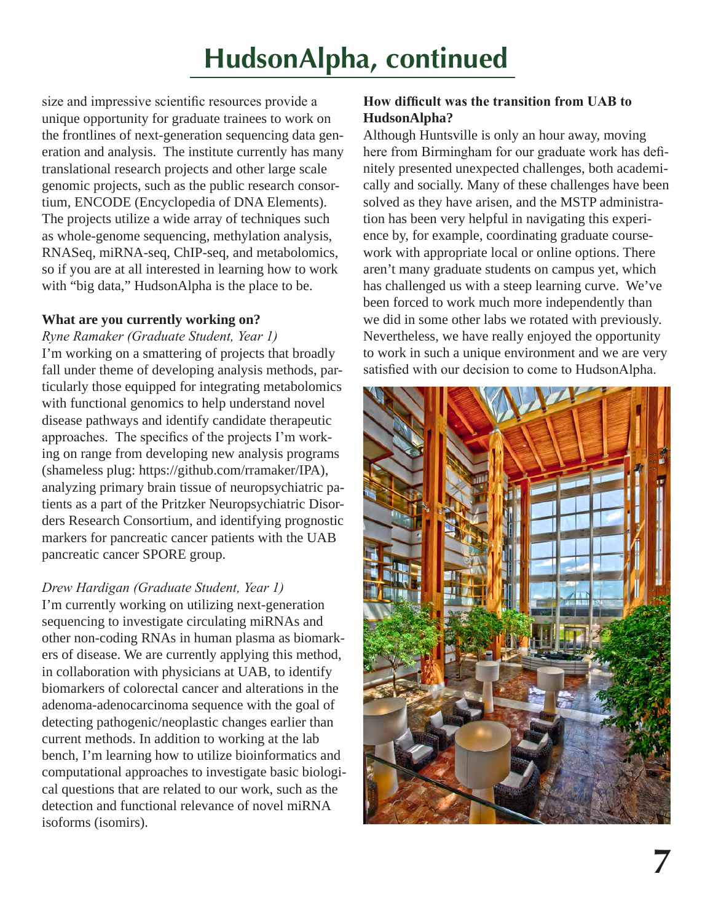# HudsonAlpha, continued

size and impressive scientific resources provide a unique opportunity for graduate trainees to work on the frontlines of next-generation sequencing data generation and analysis. The institute currently has many translational research projects and other large scale genomic projects, such as the public research consortium, ENCODE (Encyclopedia of DNA Elements). The projects utilize a wide array of techniques such as whole-genome sequencing, methylation analysis, RNASeq, miRNA-seq, ChIP-seq, and metabolomics, so if you are at all interested in learning how to work with "big data," HudsonAlpha is the place to be.

**What are you currently working on?**

*Ryne Ramaker (Graduate Student, Year 1)*

I'm working on a smattering of projects that broadly fall under theme of developing analysis methods, particularly those equipped for integrating metabolomics with functional genomics to help understand novel disease pathways and identify candidate therapeutic approaches. The specifics of the projects I'm working on range from developing new analysis programs (shameless plug: https://github.com/rramaker/IPA), analyzing primary brain tissue of neuropsychiatric patients as a part of the Pritzker Neuropsychiatric Disorders Research Consortium, and identifying prognostic markers for pancreatic cancer patients with the UAB pancreatic cancer SPORE group.

*Drew Hardigan (Graduate Student, Year 1)*

I'm currently working on utilizing next-generation sequencing to investigate circulating miRNAs and other non-coding RNAs in human plasma as biomarkers of disease. We are currently applying this method, in collaboration with physicians at UAB, to identify biomarkers of colorectal cancer and alterations in the adenoma-adenocarcinoma sequence with the goal of detecting pathogenic/neoplastic changes earlier than current methods. In addition to working at the lab bench, I'm learning how to utilize bioinformatics and computational approaches to investigate basic biological questions that are related to our work, such as the detection and functional relevance of novel miRNA isoforms (isomirs).

**How difficult was the transition from UAB to HudsonAlpha?**

Although Huntsville is only an hour away, moving here from Birmingham for our graduate work has definitely presented unexpected challenges, both academically and socially. Many of these challenges have been solved as they have arisen, and the MSTP administration has been very helpful in navigating this experience by, for example, coordinating graduate coursework with appropriate local or online options. There aren't many graduate students on campus yet, which has challenged us with a steep learning curve. We've been forced to work much more independently than we did in some other labs we rotated with previously. Nevertheless, we have really enjoyed the opportunity to work in such a unique environment and we are very satisfied with our decision to come to HudsonAlpha.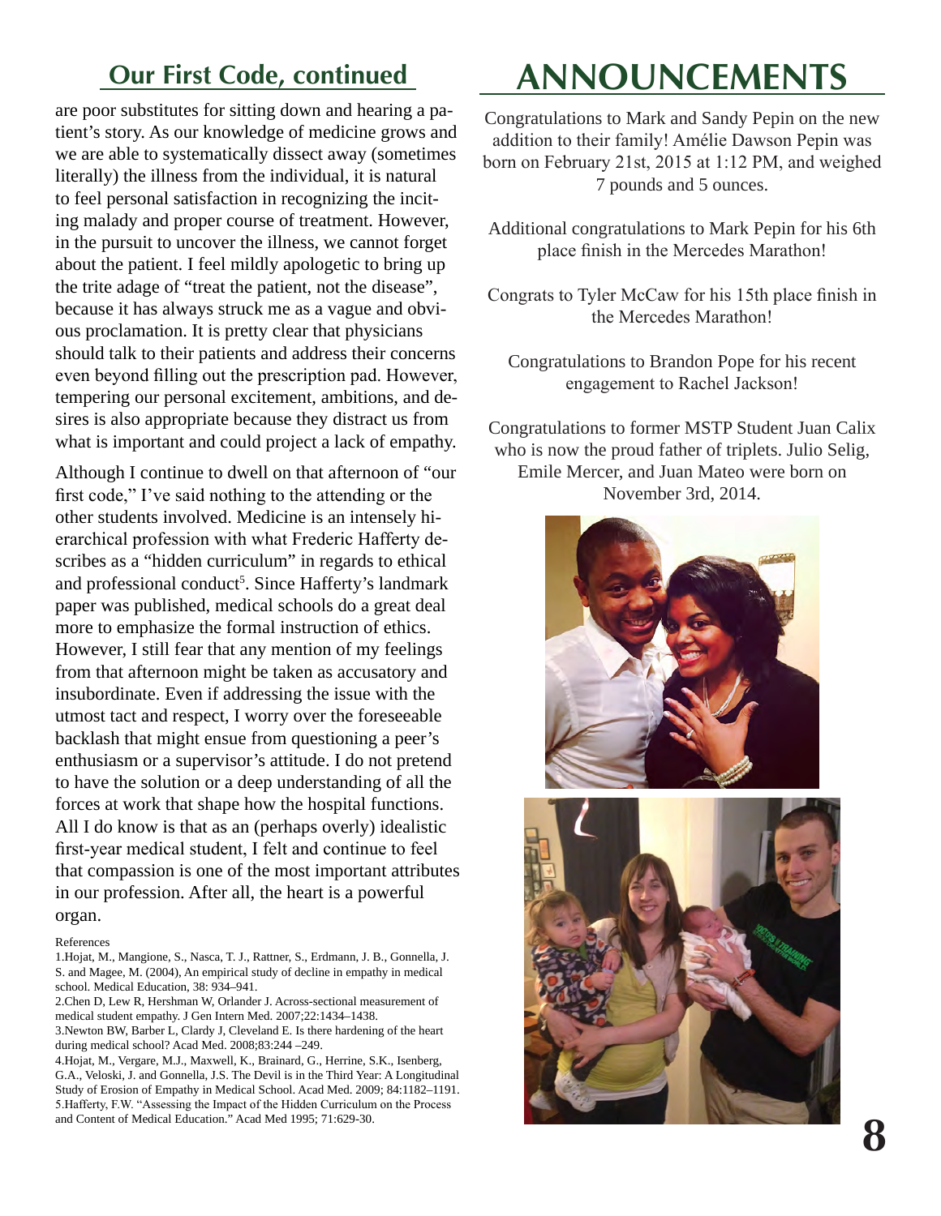## Our First Code, continued

are poor substitutes for sitting down and hearing a patient's story. As our knowledge of medicine grows and we are able to systematically dissect away (sometimes literally) the illness from the individual, it is natural to feel personal satisfaction in recognizing the inciting malady and proper course of treatment. However, in the pursuit to uncover the illness, we cannot forget about the patient. I feel mildly apologetic to bring up the trite adage of "treat the patient, not the disease", because it has always struck me as a vague and obvious proclamation. It is pretty clear that physicians should talk to their patients and address their concerns even beyond filling out the prescription pad. However, tempering our personal excitement, ambitions, and desires is also appropriate because they distract us from what is important and could project a lack of empathy.

Although I continue to dwell on that afternoon of "our first code," I've said nothing to the attending or the other students involved. Medicine is an intensely hierarchical profession with what Frederic Hafferty describes as a "hidden curriculum" in regards to ethical and professional conduct[5]. Since Hafferty's landmark paper was published, medical schools do a great deal more to emphasize the formal instruction of ethics. However, I still fear that any mention of my feelings from that afternoon might be taken as accusatory and insubordinate. Even if addressing the issue with the utmost tact and respect, I worry over the foreseeable backlash that might ensue from questioning a peer's enthusiasm or a supervisor's attitude. I do not pretend to have the solution or a deep understanding of all the forces at work that shape how the hospital functions. All I do know is that as an (perhaps overly) idealistic first-year medical student, I felt and continue to feel that compassion is one of the most important attributes in our profession. After all, the heart is a powerful organ.

References

1. Hojat, M., Mangione, S., Nasca, T. J., Rattner, S., Erdmann, J. B., Gonnella, J. S. and Magee, M. (2004), An empirical study of decline in empathy in medical school. Medical Education, 38: 934–941.
2. Chen D, Lew R, Hershman W, Orlander J. Across-sectional measurement of medical student empathy. J Gen Intern Med. 2007;22:1434–1438.
3. Newton BW, Barber L, Clardy J, Cleveland E. Is there hardening of the heart during medical school? Acad Med. 2008;83:244 –249.
4. Hojat, M., Vergare, M.J., Maxwell, K., Brainard, G., Herrine, S.K., Isenberg, G.A., Veloski, J. and Gonnella, J.S. The Devil is in the Third Year: A Longitudinal Study of Erosion of Empathy in Medical School. Acad Med. 2009; 84:1182–1191.
5. Hafferty, F.W. "Assessing the Impact of the Hidden Curriculum on the Process and Content of Medical Education." Acad Med 1995; 71:629-30.

# ANNOUNCEMENTS

Congratulations to Mark and Sandy Pepin on the new addition to their family! Amélie Dawson Pepin was born on February 21st, 2015 at 1:12 PM, and weighed 7 pounds and 5 ounces.

Additional congratulations to Mark Pepin for his 6th place finish in the Mercedes Marathon!

Congrats to Tyler McCaw for his 15th place finish in the Mercedes Marathon!

Congratulations to Brandon Pope for his recent engagement to Rachel Jackson!

Congratulations to former MSTP Student Juan Calix who is now the proud father of triplets. Julio Selig, Emile Mercer, and Juan Mateo were born on November 3rd, 2014.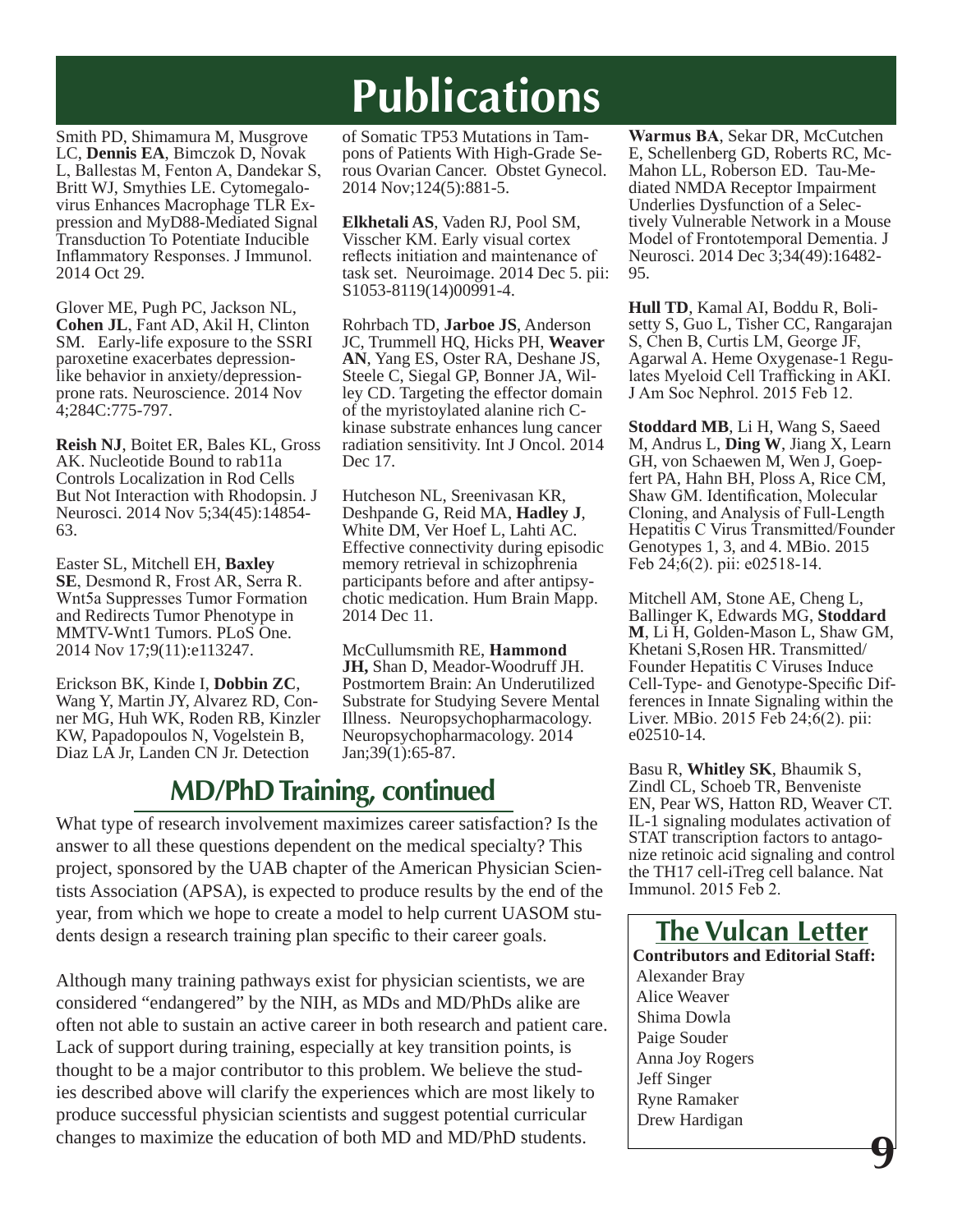# Publications

Smith PD, Shimamura M, Musgrove LC, **Dennis EA**, Bimczok D, Novak L, Ballestas M, Fenton A, Dandekar S, Britt WJ, Smythies LE. Cytomegalovirus Enhances Macrophage TLR Expression and MyD88-Mediated Signal Transduction To Potentiate Inducible Inflammatory Responses. J Immunol. 2014 Oct 29.

Glover ME, Pugh PC, Jackson NL, **Cohen JL**, Fant AD, Akil H, Clinton SM. Early-life exposure to the SSRI paroxetine exacerbates depression-like behavior in anxiety/depression-prone rats. Neuroscience. 2014 Nov 4;284C:775-797.

**Reish NJ**, Boitet ER, Bales KL, Gross AK. Nucleotide Bound to rab11a Controls Localization in Rod Cells But Not Interaction with Rhodopsin. J Neurosci. 2014 Nov 5;34(45):14854-63.

Easter SL, Mitchell EH, **Baxley SE**, Desmond R, Frost AR, Serra R. Wnt5a Suppresses Tumor Formation and Redirects Tumor Phenotype in MMTV-Wnt1 Tumors. PLoS One. 2014 Nov 17;9(11):e113247.

Erickson BK, Kinde I, **Dobbin ZC**, Wang Y, Martin JY, Alvarez RD, Conner MG, Huh WK, Roden RB, Kinzler KW, Papadopoulos N, Vogelstein B, Diaz LA Jr, Landen CN Jr. Detection of Somatic TP53 Mutations in Tampons of Patients With High-Grade Serous Ovarian Cancer. Obstet Gynecol. 2014 Nov;124(5):881-5.

**Elkhetali AS**, Vaden RJ, Pool SM, Visscher KM. Early visual cortex reflects initiation and maintenance of task set. Neuroimage. 2014 Dec 5. pii: S1053-8119(14)00991-4.

Rohrbach TD, **Jarboe JS**, Anderson JC, Trummell HQ, Hicks PH, **Weaver AN**, Yang ES, Oster RA, Deshane JS, Steele C, Siegal GP, Bonner JA, Willey CD. Targeting the effector domain of the myristoylated alanine rich C-kinase substrate enhances lung cancer radiation sensitivity. Int J Oncol. 2014 Dec 17.

Hutcheson NL, Sreenivasan KR, Deshpande G, Reid MA, **Hadley J**, White DM, Ver Hoef L, Lahti AC. Effective connectivity during episodic memory retrieval in schizophrenia participants before and after antipsychotic medication. Hum Brain Mapp. 2014 Dec 11.

McCullumsmith RE, **Hammond JH,** Shan D, Meador-Woodruff JH. Postmortem Brain: An Underutilized Substrate for Studying Severe Mental Illness. Neuropsychopharmacology. Neuropsychopharmacology. 2014 Jan;39(1):65-87.

**Warmus BA**, Sekar DR, McCutchen E, Schellenberg GD, Roberts RC, McMahon LL, Roberson ED. Tau-Mediated NMDA Receptor Impairment Underlies Dysfunction of a Selectively Vulnerable Network in a Mouse Model of Frontotemporal Dementia. J Neurosci. 2014 Dec 3;34(49):16482-95.

**Hull TD**, Kamal AI, Boddu R, Bolisetty S, Guo L, Tisher CC, Rangarajan S, Chen B, Curtis LM, George JF, Agarwal A. Heme Oxygenase-1 Regulates Myeloid Cell Trafficking in AKI. J Am Soc Nephrol. 2015 Feb 12.

**Stoddard MB**, Li H, Wang S, Saeed M, Andrus L, **Ding W**, Jiang X, Learn GH, von Schaewen M, Wen J, Goepfert PA, Hahn BH, Ploss A, Rice CM, Shaw GM. Identification, Molecular Cloning, and Analysis of Full-Length Hepatitis C Virus Transmitted/Founder Genotypes 1, 3, and 4. MBio. 2015 Feb 24;6(2). pii: e02518-14.

Mitchell AM, Stone AE, Cheng L, Ballinger K, Edwards MG, **Stoddard M**, Li H, Golden-Mason L, Shaw GM, Khetani S,Rosen HR. Transmitted/Founder Hepatitis C Viruses Induce Cell-Type- and Genotype-Specific Differences in Innate Signaling within the Liver. MBio. 2015 Feb 24;6(2). pii: e02510-14.

Basu R, **Whitley SK**, Bhaumik S, Zindl CL, Schoeb TR, Benveniste EN, Pear WS, Hatton RD, Weaver CT. IL-1 signaling modulates activation of STAT transcription factors to antagonize retinoic acid signaling and control the TH17 cell-iTreg cell balance. Nat Immunol. 2015 Feb 2.

## MD/PhD Training, continued

What type of research involvement maximizes career satisfaction? Is the answer to all these questions dependent on the medical specialty? This project, sponsored by the UAB chapter of the American Physician Scientists Association (APSA), is expected to produce results by the end of the year, from which we hope to create a model to help current UASOM students design a research training plan specific to their career goals.

Although many training pathways exist for physician scientists, we are considered "endangered" by the NIH, as MDs and MD/PhDs alike are often not able to sustain an active career in both research and patient care. Lack of support during training, especially at key transition points, is thought to be a major contributor to this problem. We believe the studies described above will clarify the experiences which are most likely to produce successful physician scientists and suggest potential curricular changes to maximize the education of both MD and MD/PhD students.

## The Vulcan Letter

**Contributors and Editorial Staff:**

Alexander Bray
Alice Weaver
Shima Dowla
Paige Souder
Anna Joy Rogers
Jeff Singer
Ryne Ramaker
Drew Hardigan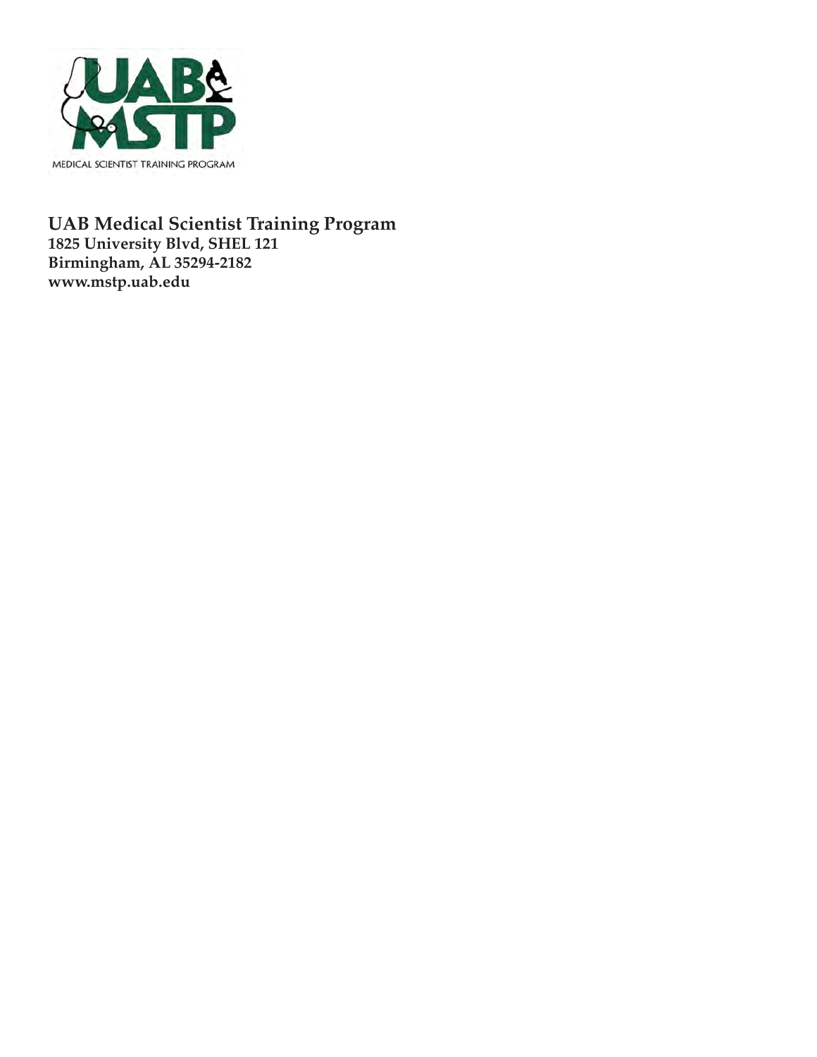MEDICAL SCIENTIST TRAINING PROGRAM

**UAB Medical Scientist Training Program**
**1825 University Blvd, SHEL 121**
**Birmingham, AL 35294-2182**
**www.mstp.uab.edu**